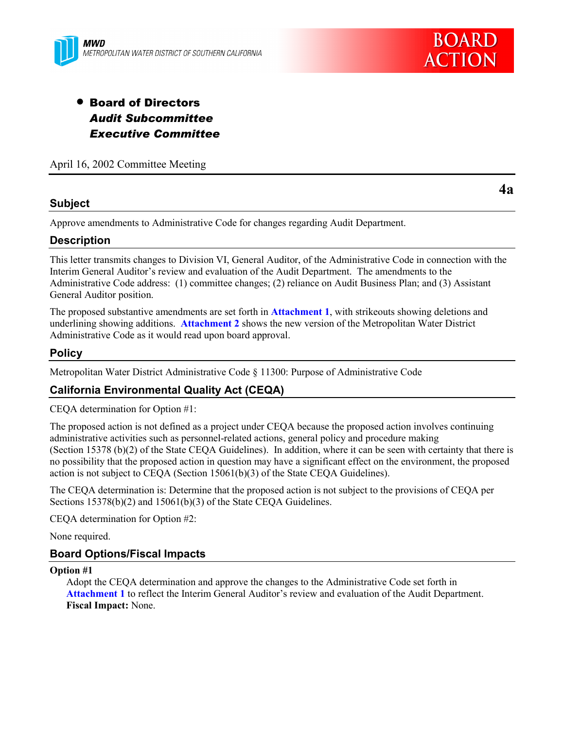MWD
METROPOLITAN WATER DISTRICT OF SOUTHERN CALIFORNIA

BOARD ACTION

- **Board of Directors**
  ***Audit Subcommittee***
  ***Executive Committee***

April 16, 2002 Committee Meeting

**4a**

## Subject

Approve amendments to Administrative Code for changes regarding Audit Department.

## Description

This letter transmits changes to Division VI, General Auditor, of the Administrative Code in connection with the Interim General Auditor's review and evaluation of the Audit Department. The amendments to the Administrative Code address: (1) committee changes; (2) reliance on Audit Business Plan; and (3) Assistant General Auditor position.

The proposed substantive amendments are set forth in **Attachment 1**, with strikeouts showing deletions and underlining showing additions. **Attachment 2** shows the new version of the Metropolitan Water District Administrative Code as it would read upon board approval.

## Policy

Metropolitan Water District Administrative Code § 11300: Purpose of Administrative Code

## California Environmental Quality Act (CEQA)

CEQA determination for Option #1:

The proposed action is not defined as a project under CEQA because the proposed action involves continuing administrative activities such as personnel-related actions, general policy and procedure making (Section 15378 (b)(2) of the State CEQA Guidelines). In addition, where it can be seen with certainty that there is no possibility that the proposed action in question may have a significant effect on the environment, the proposed action is not subject to CEQA (Section 15061(b)(3) of the State CEQA Guidelines).

The CEQA determination is: Determine that the proposed action is not subject to the provisions of CEQA per Sections 15378(b)(2) and 15061(b)(3) of the State CEQA Guidelines.

CEQA determination for Option #2:

None required.

## Board Options/Fiscal Impacts

**Option #1**

Adopt the CEQA determination and approve the changes to the Administrative Code set forth in **Attachment 1** to reflect the Interim General Auditor's review and evaluation of the Audit Department.
**Fiscal Impact:** None.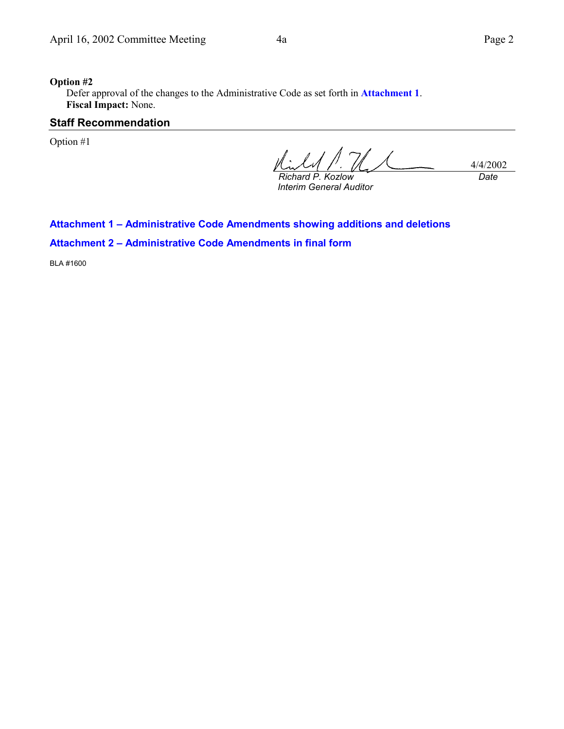**Option #2**

Defer approval of the changes to the Administrative Code as set forth in **Attachment 1**.
**Fiscal Impact:** None.

## Staff Recommendation

Option #1

*Richard P. Kozlow*
*Interim General Auditor*

4/4/2002
*Date*

**Attachment 1 – Administrative Code Amendments showing additions and deletions**

**Attachment 2 – Administrative Code Amendments in final form**

BLA #1600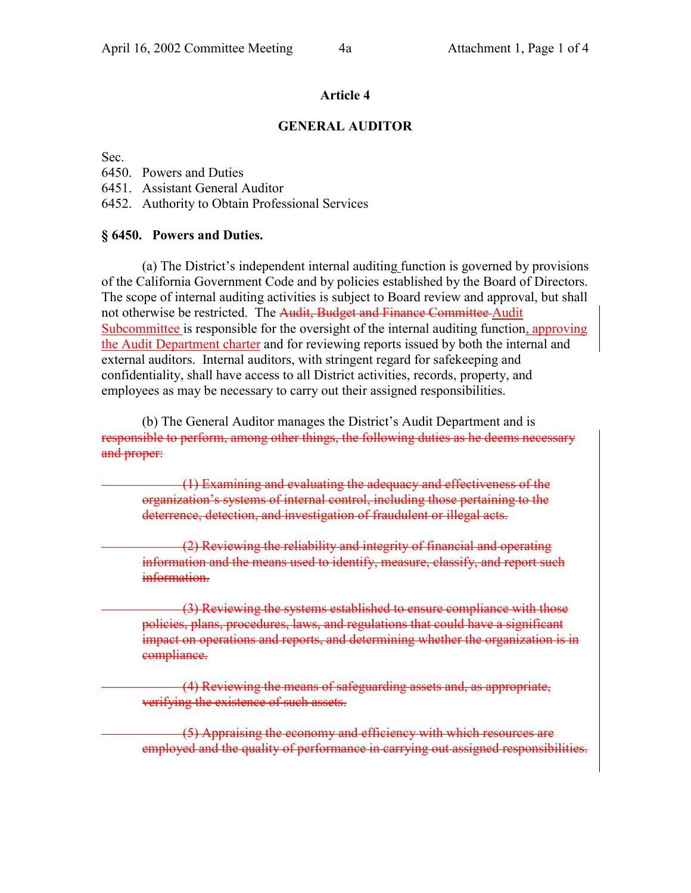# Article 4

## GENERAL AUDITOR

Sec.

6450. Powers and Duties

6451. Assistant General Auditor

6452. Authority to Obtain Professional Services

### § 6450. Powers and Duties.

(a) The District's independent internal auditing function is governed by provisions of the California Government Code and by policies established by the Board of Directors. The scope of internal auditing activities is subject to Board review and approval, but shall not otherwise be restricted. The ~~Audit, Budget and Finance Committee~~ Audit Subcommittee is responsible for the oversight of the internal auditing function, approving the Audit Department charter and for reviewing reports issued by both the internal and external auditors. Internal auditors, with stringent regard for safekeeping and confidentiality, shall have access to all District activities, records, property, and employees as may be necessary to carry out their assigned responsibilities.

(b) The General Auditor manages the District's Audit Department and is ~~responsible to perform, among other things, the following duties as he deems necessary and proper:~~

~~(1) Examining and evaluating the adequacy and effectiveness of the organization's systems of internal control, including those pertaining to the deterrence, detection, and investigation of fraudulent or illegal acts.~~

~~(2) Reviewing the reliability and integrity of financial and operating information and the means used to identify, measure, classify, and report such information.~~

~~(3) Reviewing the systems established to ensure compliance with those policies, plans, procedures, laws, and regulations that could have a significant impact on operations and reports, and determining whether the organization is in compliance.~~

~~(4) Reviewing the means of safeguarding assets and, as appropriate, verifying the existence of such assets.~~

~~(5) Appraising the economy and efficiency with which resources are employed and the quality of performance in carrying out assigned responsibilities.~~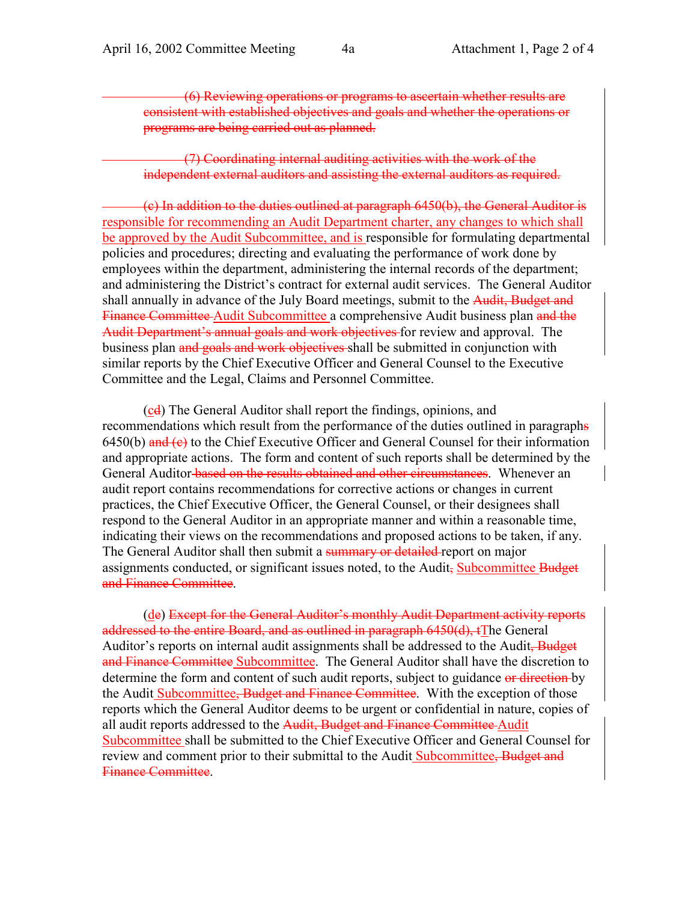~~(6) Reviewing operations or programs to ascertain whether results are consistent with established objectives and goals and whether the operations or programs are being carried out as planned.~~

~~(7) Coordinating internal auditing activities with the work of the independent external auditors and assisting the external auditors as required.~~

~~(c) In addition to the duties outlined at paragraph 6450(b), the General Auditor is~~ <u>responsible for recommending an Audit Department charter, any changes to which shall be approved by the Audit Subcommittee, and is</u> responsible for formulating departmental policies and procedures; directing and evaluating the performance of work done by employees within the department, administering the internal records of the department; and administering the District's contract for external audit services. The General Auditor shall annually in advance of the July Board meetings, submit to the ~~Audit, Budget and Finance Committee~~ <u>Audit Subcommittee</u> a comprehensive Audit business plan ~~and the Audit Department's annual goals and work objectives~~ for review and approval. The business plan ~~and goals and work objectives~~ shall be submitted in conjunction with similar reports by the Chief Executive Officer and General Counsel to the Executive Committee and the Legal, Claims and Personnel Committee.

(<u>c</u>~~d~~) The General Auditor shall report the findings, opinions, and recommendations which result from the performance of the duties outlined in paragraph~~s~~ 6450(b) ~~and (c)~~ to the Chief Executive Officer and General Counsel for their information and appropriate actions. The form and content of such reports shall be determined by the General Auditor ~~based on the results obtained and other circumstances~~. Whenever an audit report contains recommendations for corrective actions or changes in current practices, the Chief Executive Officer, the General Counsel, or their designees shall respond to the General Auditor in an appropriate manner and within a reasonable time, indicating their views on the recommendations and proposed actions to be taken, if any. The General Auditor shall then submit a ~~summary or detailed~~ report on major assignments conducted, or significant issues noted, to the Audit~~,~~ <u>Subcommittee</u> ~~Budget and Finance Committee~~.

(<u>d</u>~~e~~) ~~Except for the General Auditor's monthly Audit Department activity reports addressed to the entire Board, and as outlined in paragraph 6450(d), t~~<u>T</u>he General Auditor's reports on internal audit assignments shall be addressed to the Audit~~, Budget and Finance Committee~~ <u>Subcommittee</u>. The General Auditor shall have the discretion to determine the form and content of such audit reports, subject to guidance ~~or direction~~ by the Audit <u>Subcommittee</u>~~, Budget and Finance Committee~~. With the exception of those reports which the General Auditor deems to be urgent or confidential in nature, copies of all audit reports addressed to the ~~Audit, Budget and Finance Committee~~ <u>Audit Subcommittee</u> shall be submitted to the Chief Executive Officer and General Counsel for review and comment prior to their submittal to the Audit <u>Subcommittee</u>~~, Budget and Finance Committee~~.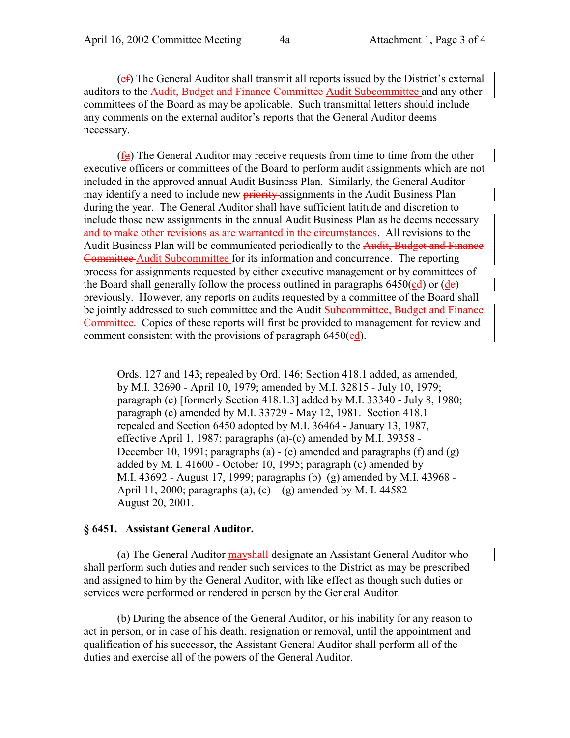(~~e~~f) The General Auditor shall transmit all reports issued by the District's external auditors to the ~~Audit, Budget and Finance Committee~~ Audit Subcommittee and any other committees of the Board as may be applicable. Such transmittal letters should include any comments on the external auditor's reports that the General Auditor deems necessary.

(~~f~~g) The General Auditor may receive requests from time to time from the other executive officers or committees of the Board to perform audit assignments which are not included in the approved annual Audit Business Plan. Similarly, the General Auditor may identify a need to include new ~~priority~~ assignments in the Audit Business Plan during the year. The General Auditor shall have sufficient latitude and discretion to include those new assignments in the annual Audit Business Plan as he deems necessary ~~and to make other revisions as are warranted in the circumstances~~. All revisions to the Audit Business Plan will be communicated periodically to the ~~Audit, Budget and Finance Committee~~ Audit Subcommittee for its information and concurrence. The reporting process for assignments requested by either executive management or by committees of the Board shall generally follow the process outlined in paragraphs 6450(~~c~~d) or (~~d~~e) previously. However, any reports on audits requested by a committee of the Board shall be jointly addressed to such committee and the Audit Subcommittee~~, Budget and Finance Committee~~. Copies of these reports will first be provided to management for review and comment consistent with the provisions of paragraph 6450(~~e~~d).

> Ords. 127 and 143; repealed by Ord. 146; Section 418.1 added, as amended, by M.I. 32690 - April 10, 1979; amended by M.I. 32815 - July 10, 1979; paragraph (c) [formerly Section 418.1.3] added by M.I. 33340 - July 8, 1980; paragraph (c) amended by M.I. 33729 - May 12, 1981. Section 418.1 repealed and Section 6450 adopted by M.I. 36464 - January 13, 1987, effective April 1, 1987; paragraphs (a)-(c) amended by M.I. 39358 - December 10, 1991; paragraphs (a) - (e) amended and paragraphs (f) and (g) added by M. I. 41600 - October 10, 1995; paragraph (c) amended by M.I. 43692 - August 17, 1999; paragraphs (b)–(g) amended by M.I. 43968 - April 11, 2000; paragraphs (a), (c) – (g) amended by M. I. 44582 – August 20, 2001.

### § 6451. Assistant General Auditor.

(a) The General Auditor may~~shall~~ designate an Assistant General Auditor who shall perform such duties and render such services to the District as may be prescribed and assigned to him by the General Auditor, with like effect as though such duties or services were performed or rendered in person by the General Auditor.

(b) During the absence of the General Auditor, or his inability for any reason to act in person, or in case of his death, resignation or removal, until the appointment and qualification of his successor, the Assistant General Auditor shall perform all of the duties and exercise all of the powers of the General Auditor.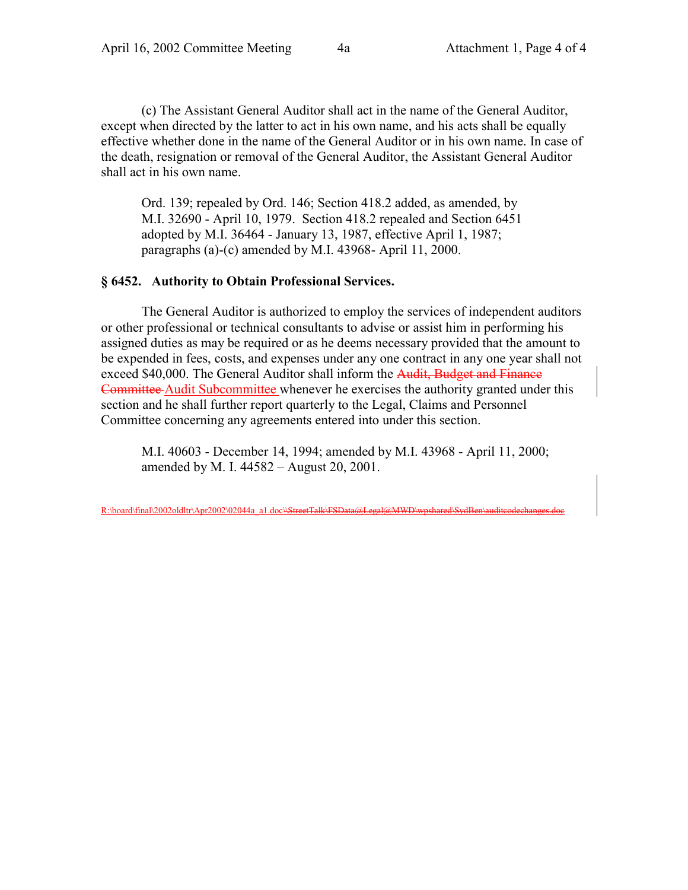(c) The Assistant General Auditor shall act in the name of the General Auditor, except when directed by the latter to act in his own name, and his acts shall be equally effective whether done in the name of the General Auditor or in his own name. In case of the death, resignation or removal of the General Auditor, the Assistant General Auditor shall act in his own name.

> Ord. 139; repealed by Ord. 146; Section 418.2 added, as amended, by M.I. 32690 - April 10, 1979. Section 418.2 repealed and Section 6451 adopted by M.I. 36464 - January 13, 1987, effective April 1, 1987; paragraphs (a)-(c) amended by M.I. 43968- April 11, 2000.

**§ 6452. Authority to Obtain Professional Services.**

The General Auditor is authorized to employ the services of independent auditors or other professional or technical consultants to advise or assist him in performing his assigned duties as may be required or as he deems necessary provided that the amount to be expended in fees, costs, and expenses under any one contract in any one year shall not exceed $40,000. The General Auditor shall inform the ~~Audit, Budget and Finance Committee~~ Audit Subcommittee whenever he exercises the authority granted under this section and he shall further report quarterly to the Legal, Claims and Personnel Committee concerning any agreements entered into under this section.

> M.I. 40603 - December 14, 1994; amended by M.I. 43968 - April 11, 2000; amended by M. I. 44582 – August 20, 2001.

R:\board\final\2002oldltr\Apr2002\02044a_a1.doc~~\\StreetTalk\FSData@Legal@MWD\wpshared\SydBen\auditcodechanges.doc~~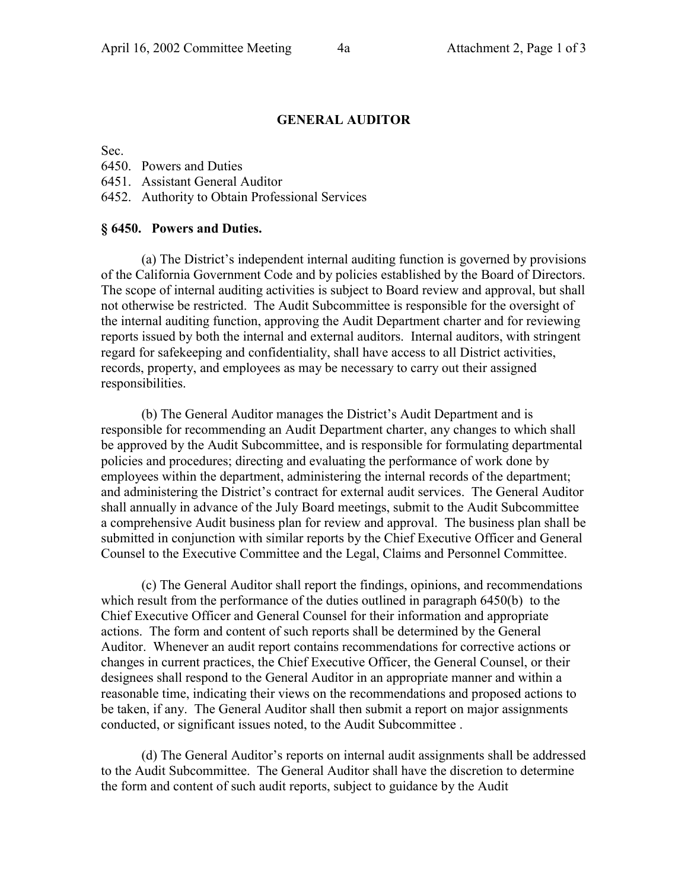## GENERAL AUDITOR

Sec.
6450. Powers and Duties
6451. Assistant General Auditor
6452. Authority to Obtain Professional Services

### § 6450. Powers and Duties.

(a) The District's independent internal auditing function is governed by provisions of the California Government Code and by policies established by the Board of Directors. The scope of internal auditing activities is subject to Board review and approval, but shall not otherwise be restricted. The Audit Subcommittee is responsible for the oversight of the internal auditing function, approving the Audit Department charter and for reviewing reports issued by both the internal and external auditors. Internal auditors, with stringent regard for safekeeping and confidentiality, shall have access to all District activities, records, property, and employees as may be necessary to carry out their assigned responsibilities.

(b) The General Auditor manages the District's Audit Department and is responsible for recommending an Audit Department charter, any changes to which shall be approved by the Audit Subcommittee, and is responsible for formulating departmental policies and procedures; directing and evaluating the performance of work done by employees within the department, administering the internal records of the department; and administering the District's contract for external audit services. The General Auditor shall annually in advance of the July Board meetings, submit to the Audit Subcommittee a comprehensive Audit business plan for review and approval. The business plan shall be submitted in conjunction with similar reports by the Chief Executive Officer and General Counsel to the Executive Committee and the Legal, Claims and Personnel Committee.

(c) The General Auditor shall report the findings, opinions, and recommendations which result from the performance of the duties outlined in paragraph 6450(b) to the Chief Executive Officer and General Counsel for their information and appropriate actions. The form and content of such reports shall be determined by the General Auditor. Whenever an audit report contains recommendations for corrective actions or changes in current practices, the Chief Executive Officer, the General Counsel, or their designees shall respond to the General Auditor in an appropriate manner and within a reasonable time, indicating their views on the recommendations and proposed actions to be taken, if any. The General Auditor shall then submit a report on major assignments conducted, or significant issues noted, to the Audit Subcommittee .

(d) The General Auditor's reports on internal audit assignments shall be addressed to the Audit Subcommittee. The General Auditor shall have the discretion to determine the form and content of such audit reports, subject to guidance by the Audit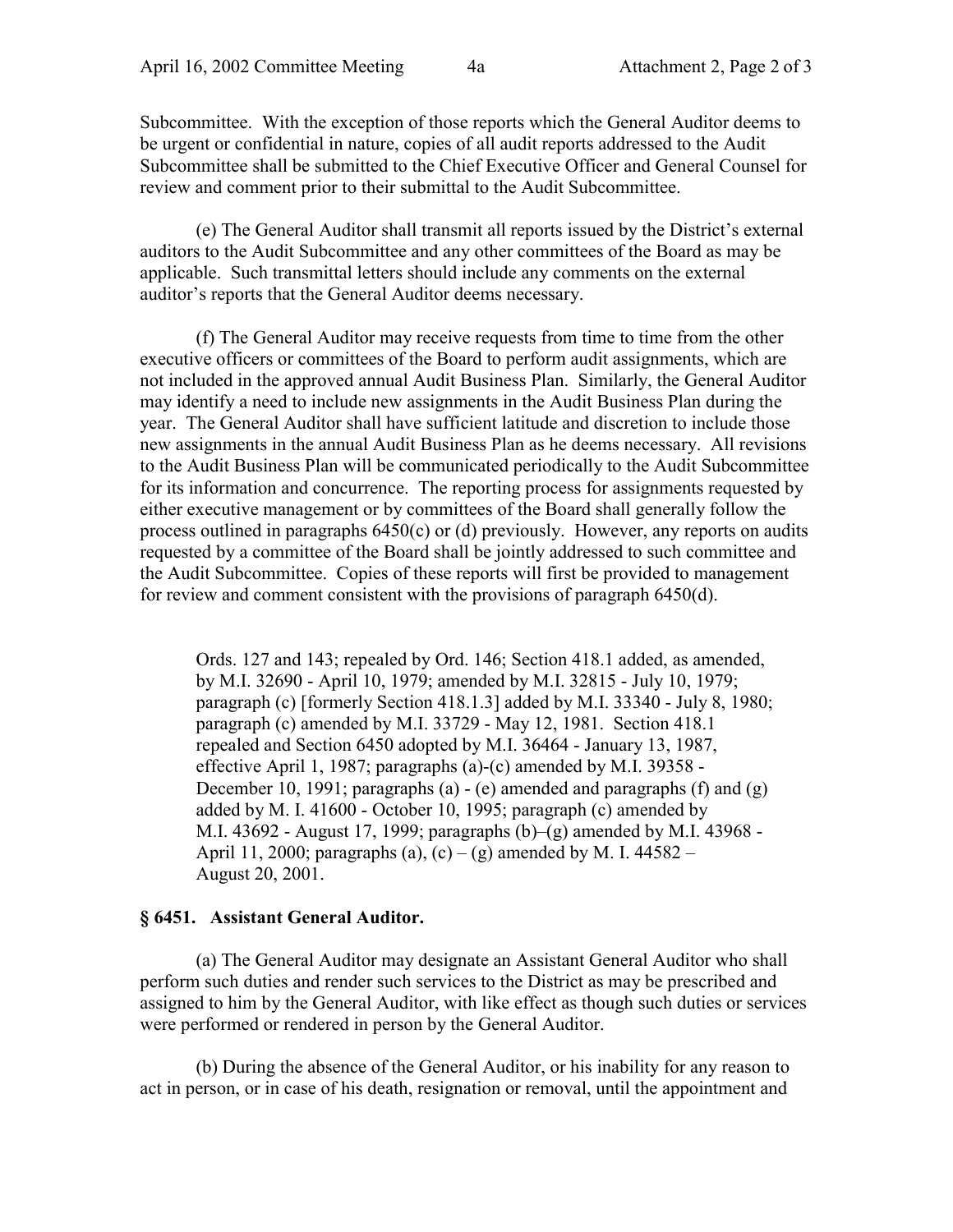Subcommittee. With the exception of those reports which the General Auditor deems to be urgent or confidential in nature, copies of all audit reports addressed to the Audit Subcommittee shall be submitted to the Chief Executive Officer and General Counsel for review and comment prior to their submittal to the Audit Subcommittee.

(e) The General Auditor shall transmit all reports issued by the District's external auditors to the Audit Subcommittee and any other committees of the Board as may be applicable. Such transmittal letters should include any comments on the external auditor's reports that the General Auditor deems necessary.

(f) The General Auditor may receive requests from time to time from the other executive officers or committees of the Board to perform audit assignments, which are not included in the approved annual Audit Business Plan. Similarly, the General Auditor may identify a need to include new assignments in the Audit Business Plan during the year. The General Auditor shall have sufficient latitude and discretion to include those new assignments in the annual Audit Business Plan as he deems necessary. All revisions to the Audit Business Plan will be communicated periodically to the Audit Subcommittee for its information and concurrence. The reporting process for assignments requested by either executive management or by committees of the Board shall generally follow the process outlined in paragraphs 6450(c) or (d) previously. However, any reports on audits requested by a committee of the Board shall be jointly addressed to such committee and the Audit Subcommittee. Copies of these reports will first be provided to management for review and comment consistent with the provisions of paragraph 6450(d).

Ords. 127 and 143; repealed by Ord. 146; Section 418.1 added, as amended, by M.I. 32690 - April 10, 1979; amended by M.I. 32815 - July 10, 1979; paragraph (c) [formerly Section 418.1.3] added by M.I. 33340 - July 8, 1980; paragraph (c) amended by M.I. 33729 - May 12, 1981. Section 418.1 repealed and Section 6450 adopted by M.I. 36464 - January 13, 1987, effective April 1, 1987; paragraphs (a)-(c) amended by M.I. 39358 - December 10, 1991; paragraphs (a) - (e) amended and paragraphs (f) and (g) added by M. I. 41600 - October 10, 1995; paragraph (c) amended by M.I. 43692 - August 17, 1999; paragraphs (b)–(g) amended by M.I. 43968 - April 11, 2000; paragraphs (a), (c) – (g) amended by M. I. 44582 – August 20, 2001.

### § 6451. Assistant General Auditor.

(a) The General Auditor may designate an Assistant General Auditor who shall perform such duties and render such services to the District as may be prescribed and assigned to him by the General Auditor, with like effect as though such duties or services were performed or rendered in person by the General Auditor.

(b) During the absence of the General Auditor, or his inability for any reason to act in person, or in case of his death, resignation or removal, until the appointment and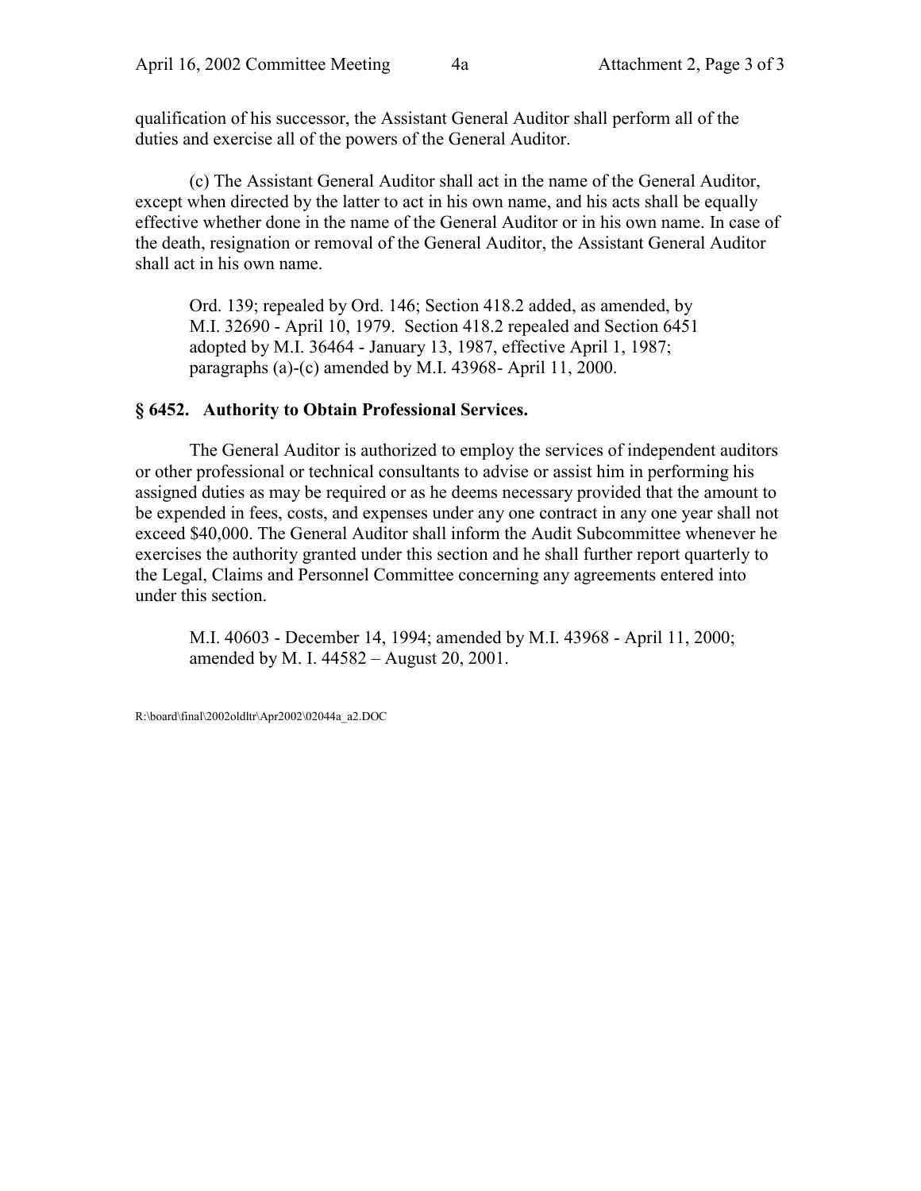qualification of his successor, the Assistant General Auditor shall perform all of the duties and exercise all of the powers of the General Auditor.

(c) The Assistant General Auditor shall act in the name of the General Auditor, except when directed by the latter to act in his own name, and his acts shall be equally effective whether done in the name of the General Auditor or in his own name. In case of the death, resignation or removal of the General Auditor, the Assistant General Auditor shall act in his own name.

Ord. 139; repealed by Ord. 146; Section 418.2 added, as amended, by M.I. 32690 - April 10, 1979. Section 418.2 repealed and Section 6451 adopted by M.I. 36464 - January 13, 1987, effective April 1, 1987; paragraphs (a)-(c) amended by M.I. 43968- April 11, 2000.

### § 6452. Authority to Obtain Professional Services.

The General Auditor is authorized to employ the services of independent auditors or other professional or technical consultants to advise or assist him in performing his assigned duties as may be required or as he deems necessary provided that the amount to be expended in fees, costs, and expenses under any one contract in any one year shall not exceed $40,000. The General Auditor shall inform the Audit Subcommittee whenever he exercises the authority granted under this section and he shall further report quarterly to the Legal, Claims and Personnel Committee concerning any agreements entered into under this section.

M.I. 40603 - December 14, 1994; amended by M.I. 43968 - April 11, 2000; amended by M. I. 44582 – August 20, 2001.

R:\board\final\2002oldltr\Apr2002\02044a_a2.DOC